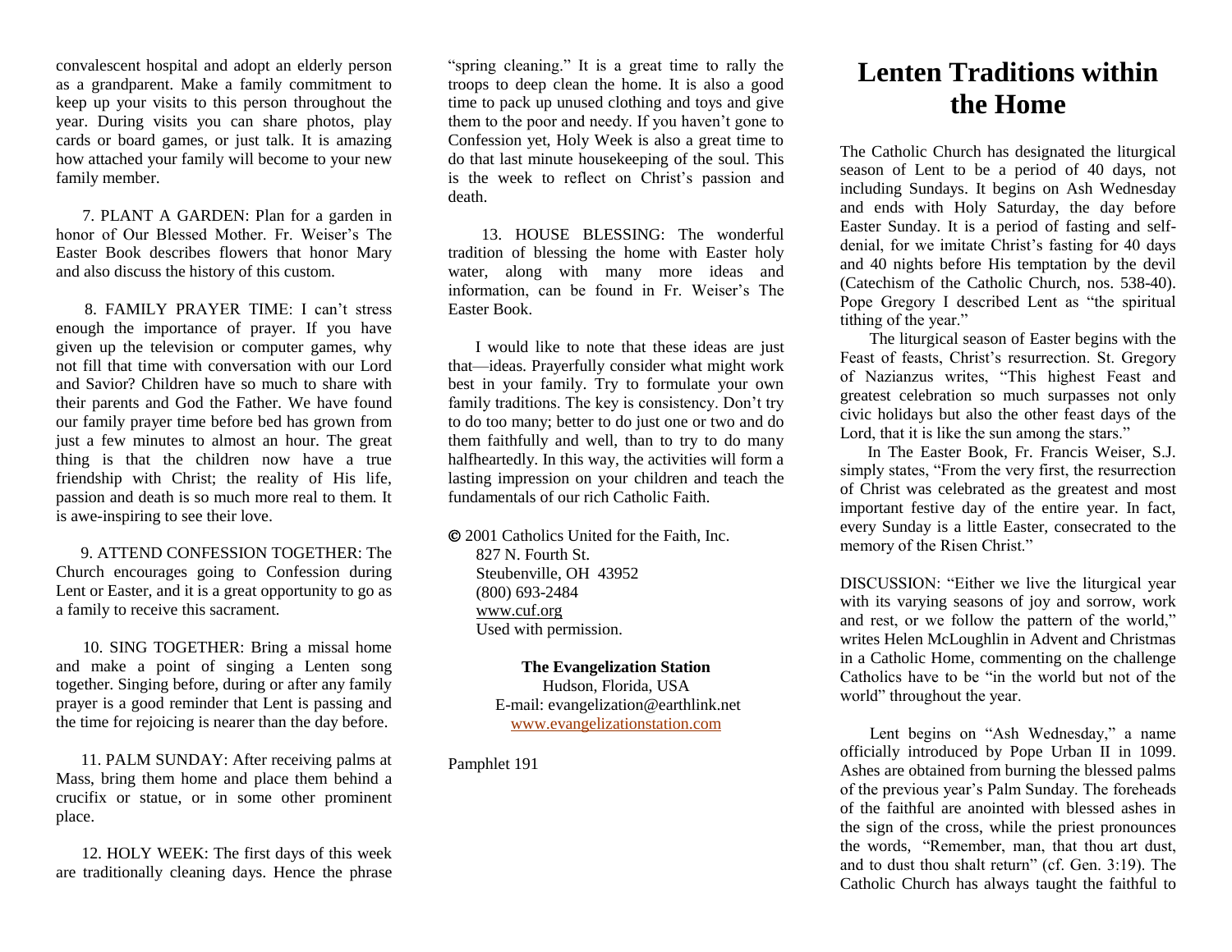convalescent hospital and adopt an elderly person as a grandparent. Make a family commitment to keep up your visits to this person throughout the year. During visits you can share photos, play cards or board games, or just talk. It is amazing how attached your family will become to your new family member.

7. PLANT A GARDEN: Plan for a garden in honor of Our Blessed Mother. Fr. Weiser's The Easter Book describes flowers that honor Mary and also discuss the history of this custom.

8. FAMILY PRAYER TIME: I can't stress enough the importance of prayer. If you have given up the television or computer games, why not fill that time with conversation with our Lord and Savior? Children have so much to share with their parents and God the Father. We have found our family prayer time before bed has grown from just a few minutes to almost an hour. The great thing is that the children now have a true friendship with Christ; the reality of His life, passion and death is so much more real to them. It is awe-inspiring to see their love.

9. ATTEND CONFESSION TOGETHER: The Church encourages going to Confession during Lent or Easter, and it is a great opportunity to go as a family to receive this sacrament.

10. SING TOGETHER: Bring a missal home and make a point of singing a Lenten song together. Singing before, during or after any family prayer is a good reminder that Lent is passing and the time for rejoicing is nearer than the day before.

11. PALM SUNDAY: After receiving palms at Mass, bring them home and place them behind a crucifix or statue, or in some other prominent place.

12. HOLY WEEK: The first days of this week are traditionally cleaning days. Hence the phrase "spring cleaning." It is a great time to rally the troops to deep clean the home. It is also a good time to pack up unused clothing and toys and give them to the poor and needy. If you haven't gone to Confession yet, Holy Week is also a great time to do that last minute housekeeping of the soul. This is the week to reflect on Christ's passion and death.

13. HOUSE BLESSING: The wonderful tradition of blessing the home with Easter holy water, along with many more ideas and information, can be found in Fr. Weiser's The Easter Book.

I would like to note that these ideas are just that—ideas. Prayerfully consider what might work best in your family. Try to formulate your own family traditions. The key is consistency. Don't try to do too many; better to do just one or two and do them faithfully and well, than to try to do many halfheartedly. In this way, the activities will form a lasting impression on your children and teach the fundamentals of our rich Catholic Faith.

© 2001 Catholics United for the Faith, Inc.
827 N. Fourth St.
Steubenville, OH 43952
(800) 693-2484
www.cuf.org
Used with permission.

**The Evangelization Station**
Hudson, Florida, USA
E-mail: evangelization@earthlink.net
www.evangelizationstation.com

Pamphlet 191

# Lenten Traditions within the Home

The Catholic Church has designated the liturgical season of Lent to be a period of 40 days, not including Sundays. It begins on Ash Wednesday and ends with Holy Saturday, the day before Easter Sunday. It is a period of fasting and self-denial, for we imitate Christ's fasting for 40 days and 40 nights before His temptation by the devil (Catechism of the Catholic Church, nos. 538-40). Pope Gregory I described Lent as "the spiritual tithing of the year."

The liturgical season of Easter begins with the Feast of feasts, Christ's resurrection. St. Gregory of Nazianzus writes, "This highest Feast and greatest celebration so much surpasses not only civic holidays but also the other feast days of the Lord, that it is like the sun among the stars."

In The Easter Book, Fr. Francis Weiser, S.J. simply states, "From the very first, the resurrection of Christ was celebrated as the greatest and most important festive day of the entire year. In fact, every Sunday is a little Easter, consecrated to the memory of the Risen Christ."

DISCUSSION: "Either we live the liturgical year with its varying seasons of joy and sorrow, work and rest, or we follow the pattern of the world," writes Helen McLoughlin in Advent and Christmas in a Catholic Home, commenting on the challenge Catholics have to be "in the world but not of the world" throughout the year.

Lent begins on "Ash Wednesday," a name officially introduced by Pope Urban II in 1099. Ashes are obtained from burning the blessed palms of the previous year's Palm Sunday. The foreheads of the faithful are anointed with blessed ashes in the sign of the cross, while the priest pronounces the words, "Remember, man, that thou art dust, and to dust thou shalt return" (cf. Gen. 3:19). The Catholic Church has always taught the faithful to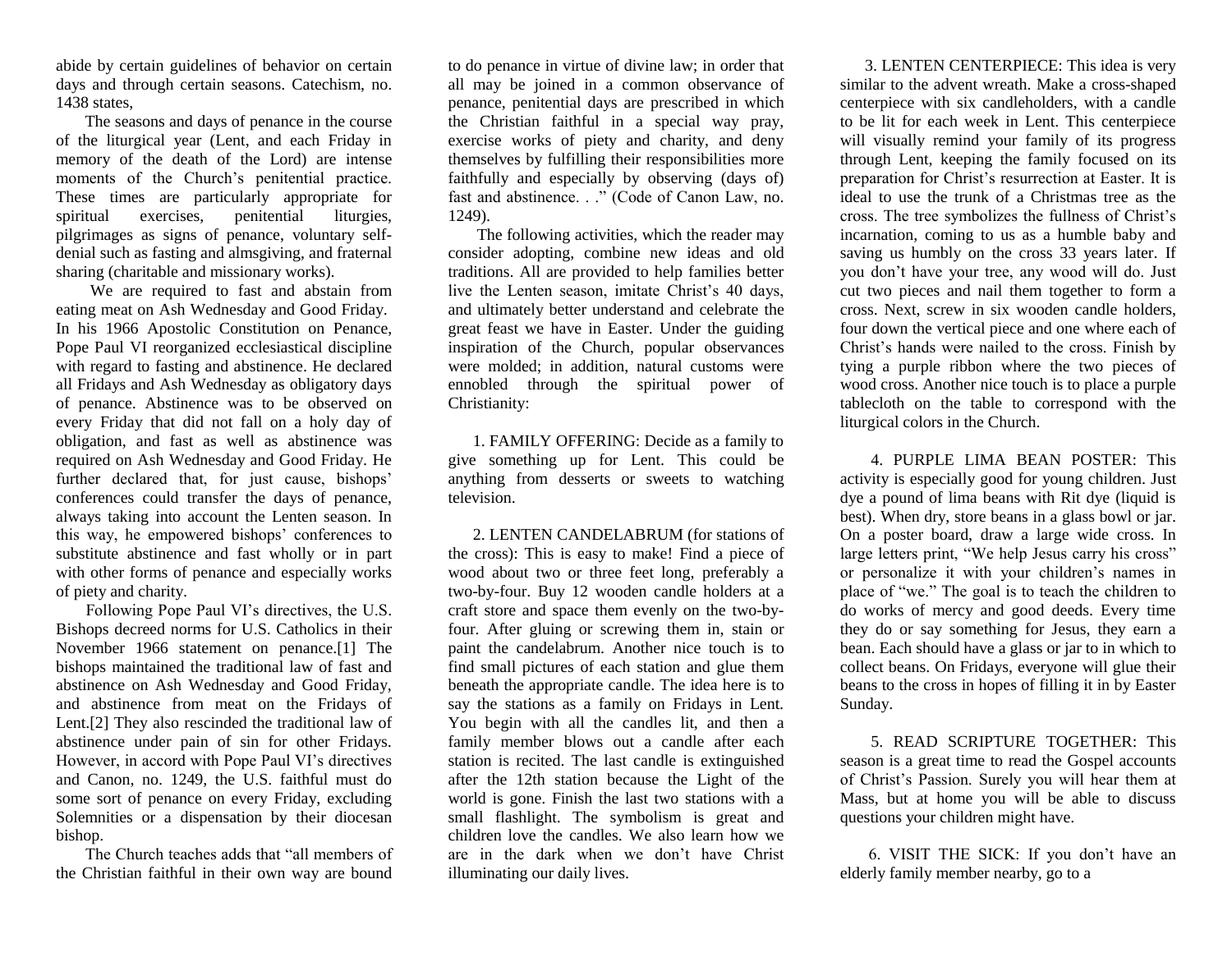abide by certain guidelines of behavior on certain days and through certain seasons. Catechism, no. 1438 states,

The seasons and days of penance in the course of the liturgical year (Lent, and each Friday in memory of the death of the Lord) are intense moments of the Church's penitential practice. These times are particularly appropriate for spiritual exercises, penitential liturgies, pilgrimages as signs of penance, voluntary self-denial such as fasting and almsgiving, and fraternal sharing (charitable and missionary works).

We are required to fast and abstain from eating meat on Ash Wednesday and Good Friday. In his 1966 Apostolic Constitution on Penance, Pope Paul VI reorganized ecclesiastical discipline with regard to fasting and abstinence. He declared all Fridays and Ash Wednesday as obligatory days of penance. Abstinence was to be observed on every Friday that did not fall on a holy day of obligation, and fast as well as abstinence was required on Ash Wednesday and Good Friday. He further declared that, for just cause, bishops' conferences could transfer the days of penance, always taking into account the Lenten season. In this way, he empowered bishops' conferences to substitute abstinence and fast wholly or in part with other forms of penance and especially works of piety and charity.

Following Pope Paul VI's directives, the U.S. Bishops decreed norms for U.S. Catholics in their November 1966 statement on penance.[1] The bishops maintained the traditional law of fast and abstinence on Ash Wednesday and Good Friday, and abstinence from meat on the Fridays of Lent.[2] They also rescinded the traditional law of abstinence under pain of sin for other Fridays. However, in accord with Pope Paul VI's directives and Canon, no. 1249, the U.S. faithful must do some sort of penance on every Friday, excluding Solemnities or a dispensation by their diocesan bishop.

The Church teaches adds that "all members of the Christian faithful in their own way are bound to do penance in virtue of divine law; in order that all may be joined in a common observance of penance, penitential days are prescribed in which the Christian faithful in a special way pray, exercise works of piety and charity, and deny themselves by fulfilling their responsibilities more faithfully and especially by observing (days of) fast and abstinence. . ." (Code of Canon Law, no. 1249).

The following activities, which the reader may consider adopting, combine new ideas and old traditions. All are provided to help families better live the Lenten season, imitate Christ's 40 days, and ultimately better understand and celebrate the great feast we have in Easter. Under the guiding inspiration of the Church, popular observances were molded; in addition, natural customs were ennobled through the spiritual power of Christianity:

1. FAMILY OFFERING: Decide as a family to give something up for Lent. This could be anything from desserts or sweets to watching television.

2. LENTEN CANDELABRUM (for stations of the cross): This is easy to make! Find a piece of wood about two or three feet long, preferably a two-by-four. Buy 12 wooden candle holders at a craft store and space them evenly on the two-by-four. After gluing or screwing them in, stain or paint the candelabrum. Another nice touch is to find small pictures of each station and glue them beneath the appropriate candle. The idea here is to say the stations as a family on Fridays in Lent. You begin with all the candles lit, and then a family member blows out a candle after each station is recited. The last candle is extinguished after the 12th station because the Light of the world is gone. Finish the last two stations with a small flashlight. The symbolism is great and children love the candles. We also learn how we are in the dark when we don't have Christ illuminating our daily lives.

3. LENTEN CENTERPIECE: This idea is very similar to the advent wreath. Make a cross-shaped centerpiece with six candleholders, with a candle to be lit for each week in Lent. This centerpiece will visually remind your family of its progress through Lent, keeping the family focused on its preparation for Christ's resurrection at Easter. It is ideal to use the trunk of a Christmas tree as the cross. The tree symbolizes the fullness of Christ's incarnation, coming to us as a humble baby and saving us humbly on the cross 33 years later. If you don't have your tree, any wood will do. Just cut two pieces and nail them together to form a cross. Next, screw in six wooden candle holders, four down the vertical piece and one where each of Christ's hands were nailed to the cross. Finish by tying a purple ribbon where the two pieces of wood cross. Another nice touch is to place a purple tablecloth on the table to correspond with the liturgical colors in the Church.

4. PURPLE LIMA BEAN POSTER: This activity is especially good for young children. Just dye a pound of lima beans with Rit dye (liquid is best). When dry, store beans in a glass bowl or jar. On a poster board, draw a large wide cross. In large letters print, "We help Jesus carry his cross" or personalize it with your children's names in place of "we." The goal is to teach the children to do works of mercy and good deeds. Every time they do or say something for Jesus, they earn a bean. Each should have a glass or jar to in which to collect beans. On Fridays, everyone will glue their beans to the cross in hopes of filling it in by Easter Sunday.

5. READ SCRIPTURE TOGETHER: This season is a great time to read the Gospel accounts of Christ's Passion. Surely you will hear them at Mass, but at home you will be able to discuss questions your children might have.

6. VISIT THE SICK: If you don't have an elderly family member nearby, go to a